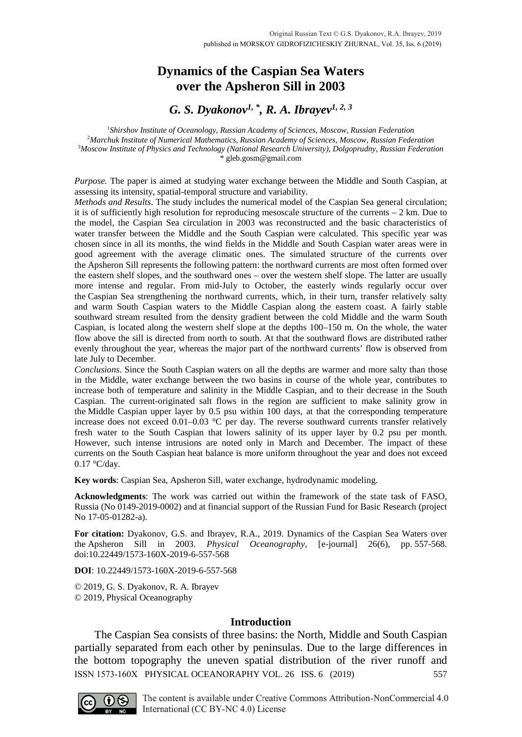Original Russian Text © G.S. Dyakonov, R.A. Ibrayev, 2019
published in MORSKOY GIDROFIZICHESKIY ZHURNAL, Vol. 35, Iss. 6 (2019)

# Dynamics of the Caspian Sea Waters over the Apsheron Sill in 2003

***G. S. Dyakonov*** [1, *], ***R. A. Ibrayev*** [1, 2, 3]

[1] *Shirshov Institute of Oceanology, Russian Academy of Sciences, Moscow, Russian Federation*
[2] *Marchuk Institute of Numerical Mathematics, Russian Academy of Sciences, Moscow, Russian Federation*
[3] *Moscow Institute of Physics and Technology (National Research University), Dolgoprudny, Russian Federation*
\* gleb.gosm@gmail.com

*Purpose.* The paper is aimed at studying water exchange between the Middle and South Caspian, at assessing its intensity, spatial-temporal structure and variability.

*Methods and Results*. The study includes the numerical model of the Caspian Sea general circulation; it is of sufficiently high resolution for reproducing mesoscale structure of the currents – 2 km. Due to the model, the Caspian Sea circulation in 2003 was reconstructed and the basic characteristics of water transfer between the Middle and the South Caspian were calculated. This specific year was chosen since in all its months, the wind fields in the Middle and South Caspian water areas were in good agreement with the average climatic ones. The simulated structure of the currents over the Apsheron Sill represents the following pattern: the northward currents are most often formed over the eastern shelf slopes, and the southward ones – over the western shelf slope. The latter are usually more intense and regular. From mid-July to October, the easterly winds regularly occur over the Caspian Sea strengthening the northward currents, which, in their turn, transfer relatively salty and warm South Caspian waters to the Middle Caspian along the eastern coast. A fairly stable southward stream resulted from the density gradient between the cold Middle and the warm South Caspian, is located along the western shelf slope at the depths 100–150 m. On the whole, the water flow above the sill is directed from north to south. At that the southward flows are distributed rather evenly throughout the year, whereas the major part of the northward currents' flow is observed from late July to December.

*Conclusions*. Since the South Caspian waters on all the depths are warmer and more salty than those in the Middle, water exchange between the two basins in course of the whole year, contributes to increase both of temperature and salinity in the Middle Caspian, and to their decrease in the South Caspian. The current-originated salt flows in the region are sufficient to make salinity grow in the Middle Caspian upper layer by 0.5 psu within 100 days, at that the corresponding temperature increase does not exceed 0.01–0.03 °C per day. The reverse southward currents transfer relatively fresh water to the South Caspian that lowers salinity of its upper layer by 0.2 psu per month. However, such intense intrusions are noted only in March and December. The impact of these currents on the South Caspian heat balance is more uniform throughout the year and does not exceed 0.17 °C/day.

**Key words**: Caspian Sea, Apsheron Sill, water exchange, hydrodynamic modeling.

**Acknowledgments**: The work was carried out within the framework of the state task of FASO, Russia (No 0149-2019-0002) and at financial support of the Russian Fund for Basic Research (project No 17-05-01282-a).

**For citation:** Dyakonov, G.S. and Ibrayev, R.A., 2019. Dynamics of the Caspian Sea Waters over the Apsheron Sill in 2003. *Physical Oceanography*, [e-journal] 26(6), pp. 557-568. doi:10.22449/1573-160X-2019-6-557-568

**DOI**: 10.22449/1573-160X-2019-6-557-568

© 2019, G. S. Dyakonov, R. A. Ibrayev
© 2019, Physical Oceanography

## Introduction

The Caspian Sea consists of three basins: the North, Middle and South Caspian partially separated from each other by peninsulas. Due to the large differences in the bottom topography the uneven spatial distribution of the river runoff and

The content is available under Creative Commons Attribution-NonCommercial 4.0 International (CC BY-NC 4.0) License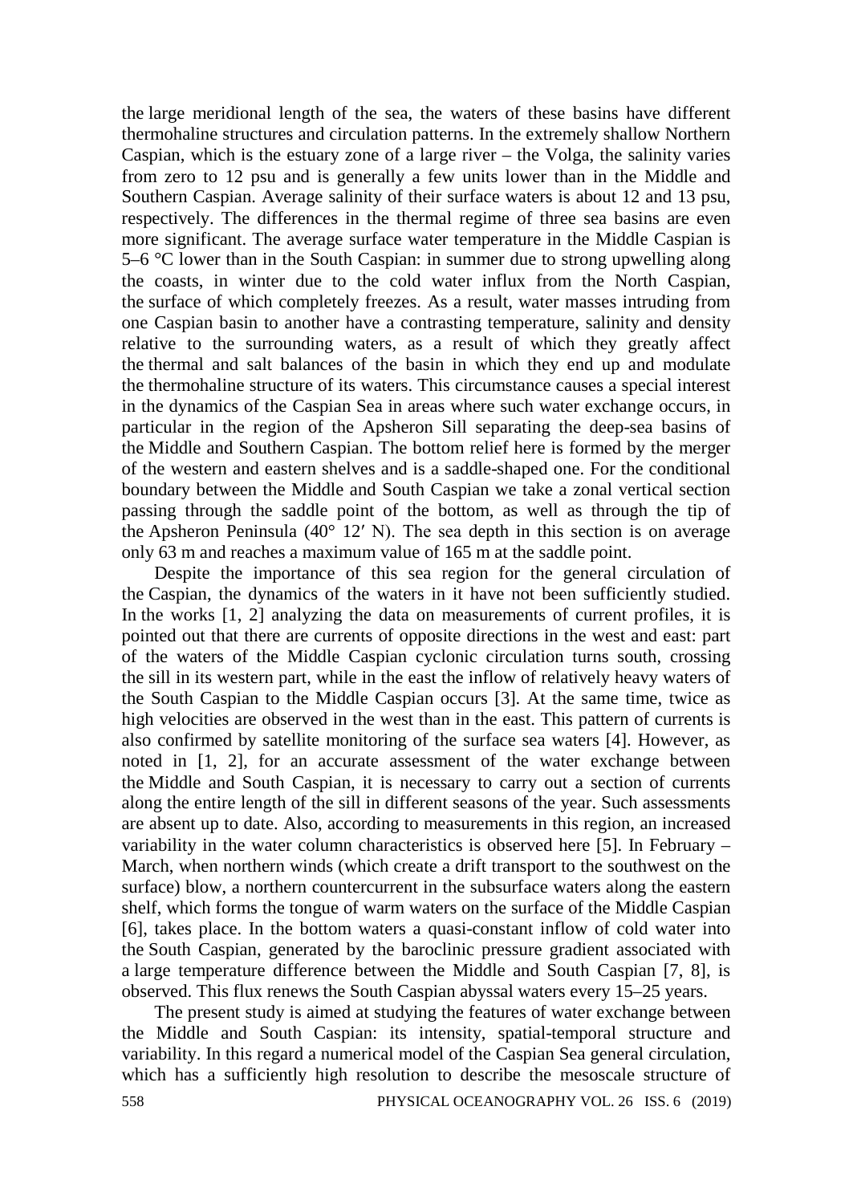the large meridional length of the sea, the waters of these basins have different thermohaline structures and circulation patterns. In the extremely shallow Northern Caspian, which is the estuary zone of a large river – the Volga, the salinity varies from zero to 12 psu and is generally a few units lower than in the Middle and Southern Caspian. Average salinity of their surface waters is about 12 and 13 psu, respectively. The differences in the thermal regime of three sea basins are even more significant. The average surface water temperature in the Middle Caspian is 5–6 °C lower than in the South Caspian: in summer due to strong upwelling along the coasts, in winter due to the cold water influx from the North Caspian, the surface of which completely freezes. As a result, water masses intruding from one Caspian basin to another have a contrasting temperature, salinity and density relative to the surrounding waters, as a result of which they greatly affect the thermal and salt balances of the basin in which they end up and modulate the thermohaline structure of its waters. This circumstance causes a special interest in the dynamics of the Caspian Sea in areas where such water exchange occurs, in particular in the region of the Apsheron Sill separating the deep-sea basins of the Middle and Southern Caspian. The bottom relief here is formed by the merger of the western and eastern shelves and is a saddle-shaped one. For the conditional boundary between the Middle and South Caspian we take a zonal vertical section passing through the saddle point of the bottom, as well as through the tip of the Apsheron Peninsula (40° 12′ N). The sea depth in this section is on average only 63 m and reaches a maximum value of 165 m at the saddle point.

Despite the importance of this sea region for the general circulation of the Caspian, the dynamics of the waters in it have not been sufficiently studied. In the works [1, 2] analyzing the data on measurements of current profiles, it is pointed out that there are currents of opposite directions in the west and east: part of the waters of the Middle Caspian cyclonic circulation turns south, crossing the sill in its western part, while in the east the inflow of relatively heavy waters of the South Caspian to the Middle Caspian occurs [3]. At the same time, twice as high velocities are observed in the west than in the east. This pattern of currents is also confirmed by satellite monitoring of the surface sea waters [4]. However, as noted in [1, 2], for an accurate assessment of the water exchange between the Middle and South Caspian, it is necessary to carry out a section of currents along the entire length of the sill in different seasons of the year. Such assessments are absent up to date. Also, according to measurements in this region, an increased variability in the water column characteristics is observed here [5]. In February – March, when northern winds (which create a drift transport to the southwest on the surface) blow, a northern countercurrent in the subsurface waters along the eastern shelf, which forms the tongue of warm waters on the surface of the Middle Caspian [6], takes place. In the bottom waters a quasi-constant inflow of cold water into the South Caspian, generated by the baroclinic pressure gradient associated with a large temperature difference between the Middle and South Caspian [7, 8], is observed. This flux renews the South Caspian abyssal waters every 15–25 years.

The present study is aimed at studying the features of water exchange between the Middle and South Caspian: its intensity, spatial-temporal structure and variability. In this regard a numerical model of the Caspian Sea general circulation, which has a sufficiently high resolution to describe the mesoscale structure of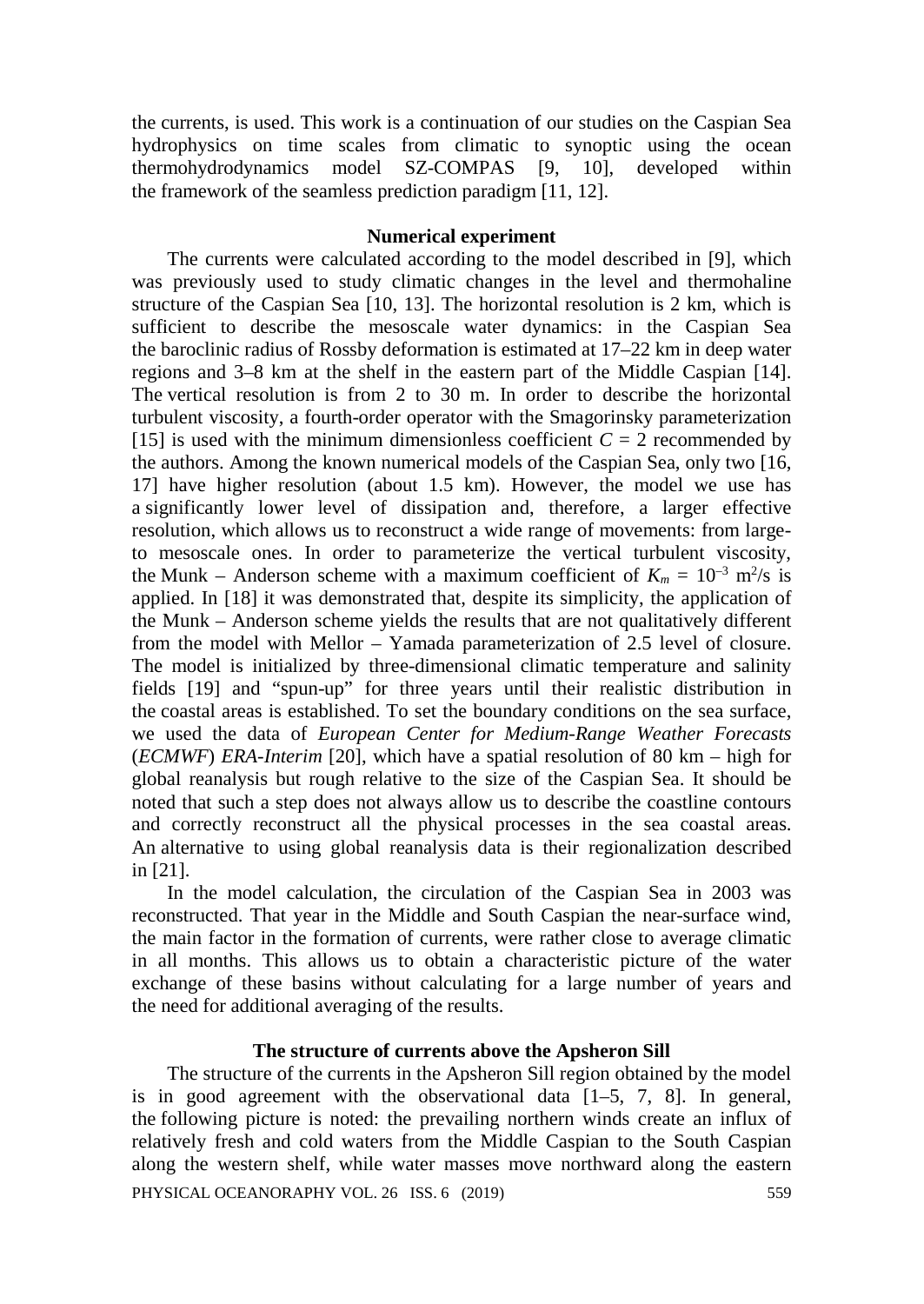the currents, is used. This work is a continuation of our studies on the Caspian Sea hydrophysics on time scales from climatic to synoptic using the ocean thermohydrodynamics model SZ-COMPAS [9, 10], developed within the framework of the seamless prediction paradigm [11, 12].

## Numerical experiment

The currents were calculated according to the model described in [9], which was previously used to study climatic changes in the level and thermohaline structure of the Caspian Sea [10, 13]. The horizontal resolution is 2 km, which is sufficient to describe the mesoscale water dynamics: in the Caspian Sea the baroclinic radius of Rossby deformation is estimated at 17–22 km in deep water regions and 3–8 km at the shelf in the eastern part of the Middle Caspian [14]. The vertical resolution is from 2 to 30 m. In order to describe the horizontal turbulent viscosity, a fourth-order operator with the Smagorinsky parameterization [15] is used with the minimum dimensionless coefficient $C = 2$ recommended by the authors. Among the known numerical models of the Caspian Sea, only two [16, 17] have higher resolution (about 1.5 km). However, the model we use has a significantly lower level of dissipation and, therefore, a larger effective resolution, which allows us to reconstruct a wide range of movements: from large- to mesoscale ones. In order to parameterize the vertical turbulent viscosity, the Munk – Anderson scheme with a maximum coefficient of $K_m = 10^{-3}$ m$^2$/s is applied. In [18] it was demonstrated that, despite its simplicity, the application of the Munk – Anderson scheme yields the results that are not qualitatively different from the model with Mellor – Yamada parameterization of 2.5 level of closure. The model is initialized by three-dimensional climatic temperature and salinity fields [19] and "spun-up" for three years until their realistic distribution in the coastal areas is established. To set the boundary conditions on the sea surface, we used the data of *European Center for Medium-Range Weather Forecasts* (*ECMWF*) *ERA-Interim* [20], which have a spatial resolution of 80 km – high for global reanalysis but rough relative to the size of the Caspian Sea. It should be noted that such a step does not always allow us to describe the coastline contours and correctly reconstruct all the physical processes in the sea coastal areas. An alternative to using global reanalysis data is their regionalization described in [21].

In the model calculation, the circulation of the Caspian Sea in 2003 was reconstructed. That year in the Middle and South Caspian the near-surface wind, the main factor in the formation of currents, were rather close to average climatic in all months. This allows us to obtain a characteristic picture of the water exchange of these basins without calculating for a large number of years and the need for additional averaging of the results.

## The structure of currents above the Apsheron Sill

The structure of the currents in the Apsheron Sill region obtained by the model is in good agreement with the observational data [1–5, 7, 8]. In general, the following picture is noted: the prevailing northern winds create an influx of relatively fresh and cold waters from the Middle Caspian to the South Caspian along the western shelf, while water masses move northward along the eastern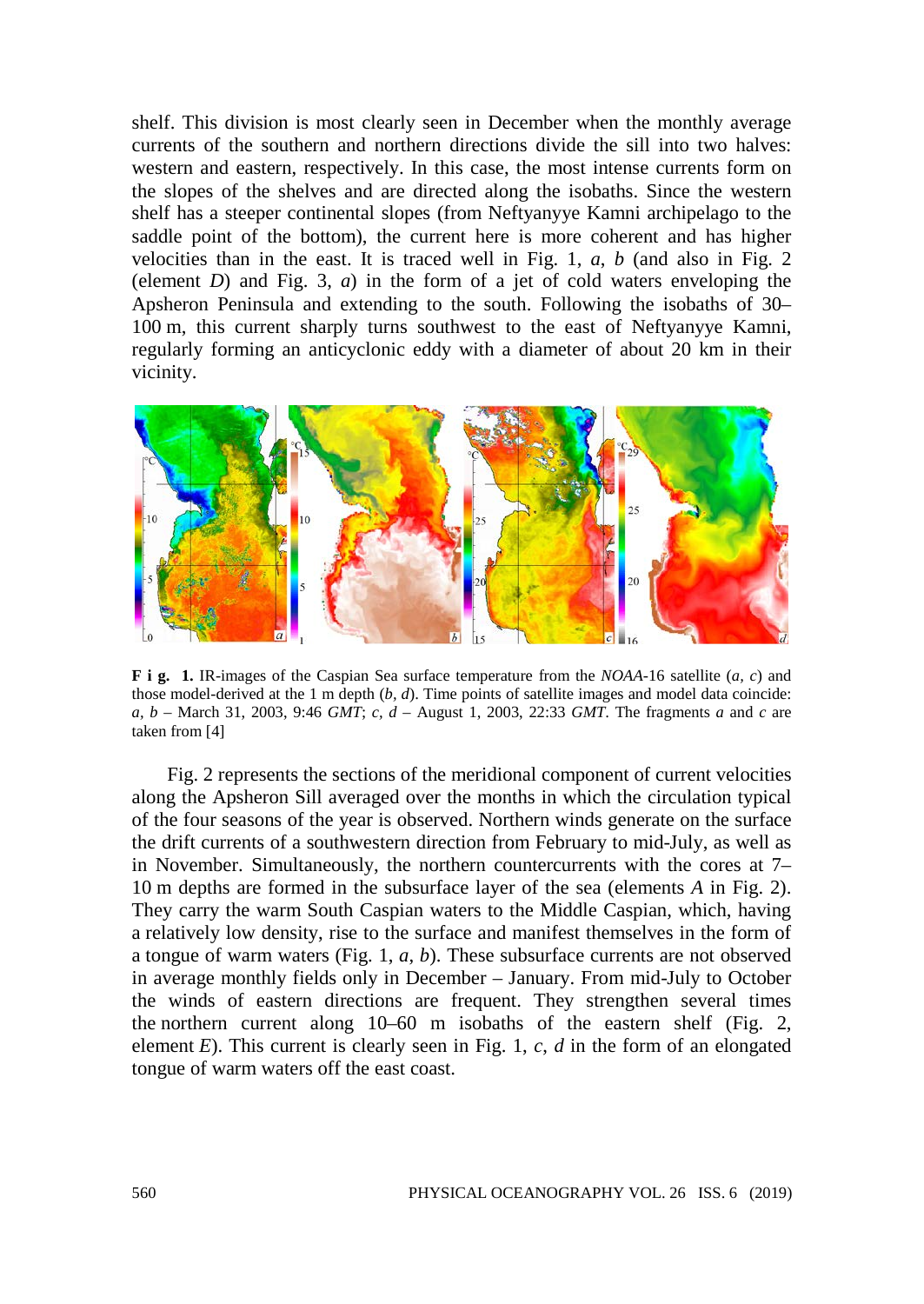shelf. This division is most clearly seen in December when the monthly average currents of the southern and northern directions divide the sill into two halves: western and eastern, respectively. In this case, the most intense currents form on the slopes of the shelves and are directed along the isobaths. Since the western shelf has a steeper continental slopes (from Neftyanyye Kamni archipelago to the saddle point of the bottom), the current here is more coherent and has higher velocities than in the east. It is traced well in Fig. 1, *a*, *b* (and also in Fig. 2 (element *D*) and Fig. 3, *a*) in the form of a jet of cold waters enveloping the Apsheron Peninsula and extending to the south. Following the isobaths of 30–100 m, this current sharply turns southwest to the east of Neftyanyye Kamni, regularly forming an anticyclonic eddy with a diameter of about 20 km in their vicinity.

**F i g. 1.** IR-images of the Caspian Sea surface temperature from the *NOAA*-16 satellite (*a*, *c*) and those model-derived at the 1 m depth (*b*, *d*). Time points of satellite images and model data coincide: *a*, *b* – March 31, 2003, 9:46 *GMT*; *c*, *d* – August 1, 2003, 22:33 *GMT*. The fragments *a* and *c* are taken from [4]

Fig. 2 represents the sections of the meridional component of current velocities along the Apsheron Sill averaged over the months in which the circulation typical of the four seasons of the year is observed. Northern winds generate on the surface the drift currents of a southwestern direction from February to mid-July, as well as in November. Simultaneously, the northern countercurrents with the cores at 7–10 m depths are formed in the subsurface layer of the sea (elements *A* in Fig. 2). They carry the warm South Caspian waters to the Middle Caspian, which, having a relatively low density, rise to the surface and manifest themselves in the form of a tongue of warm waters (Fig. 1, *a*, *b*). These subsurface currents are not observed in average monthly fields only in December – January. From mid-July to October the winds of eastern directions are frequent. They strengthen several times the northern current along 10–60 m isobaths of the eastern shelf (Fig. 2, element *E*). This current is clearly seen in Fig. 1, *c*, *d* in the form of an elongated tongue of warm waters off the east coast.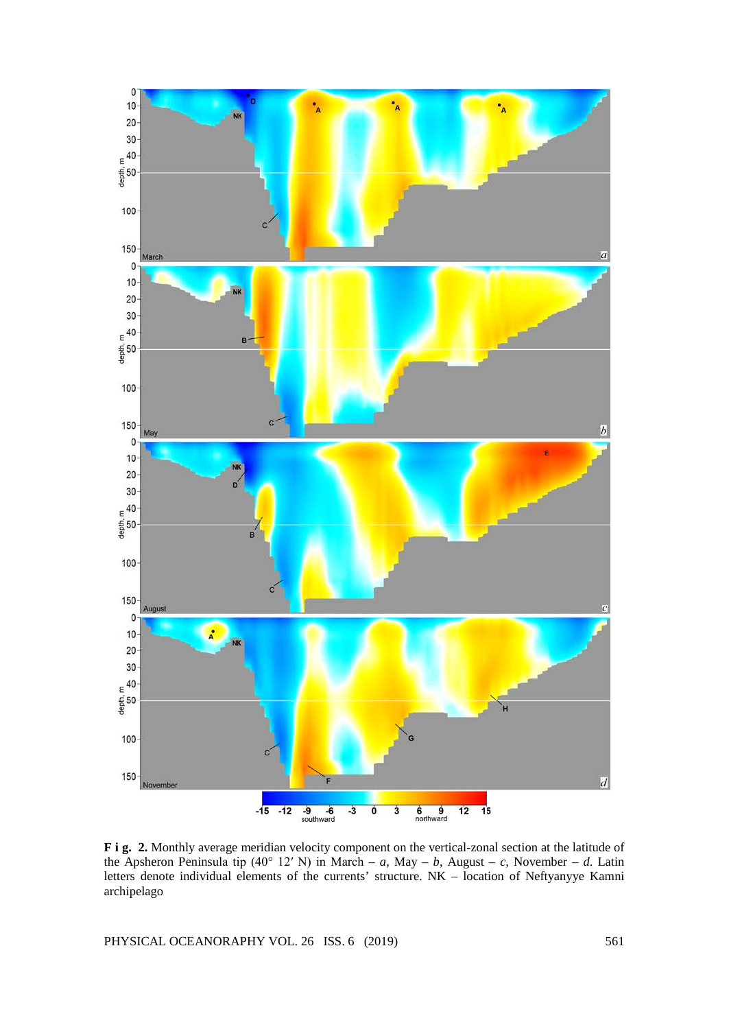**F i g. 2.** Monthly average meridian velocity component on the vertical-zonal section at the latitude of the Apsheron Peninsula tip (40° 12′ N) in March – *a*, May – *b*, August – *c*, November – *d*. Latin letters denote individual elements of the currents' structure. NK – location of Neftyanyye Kamni archipelago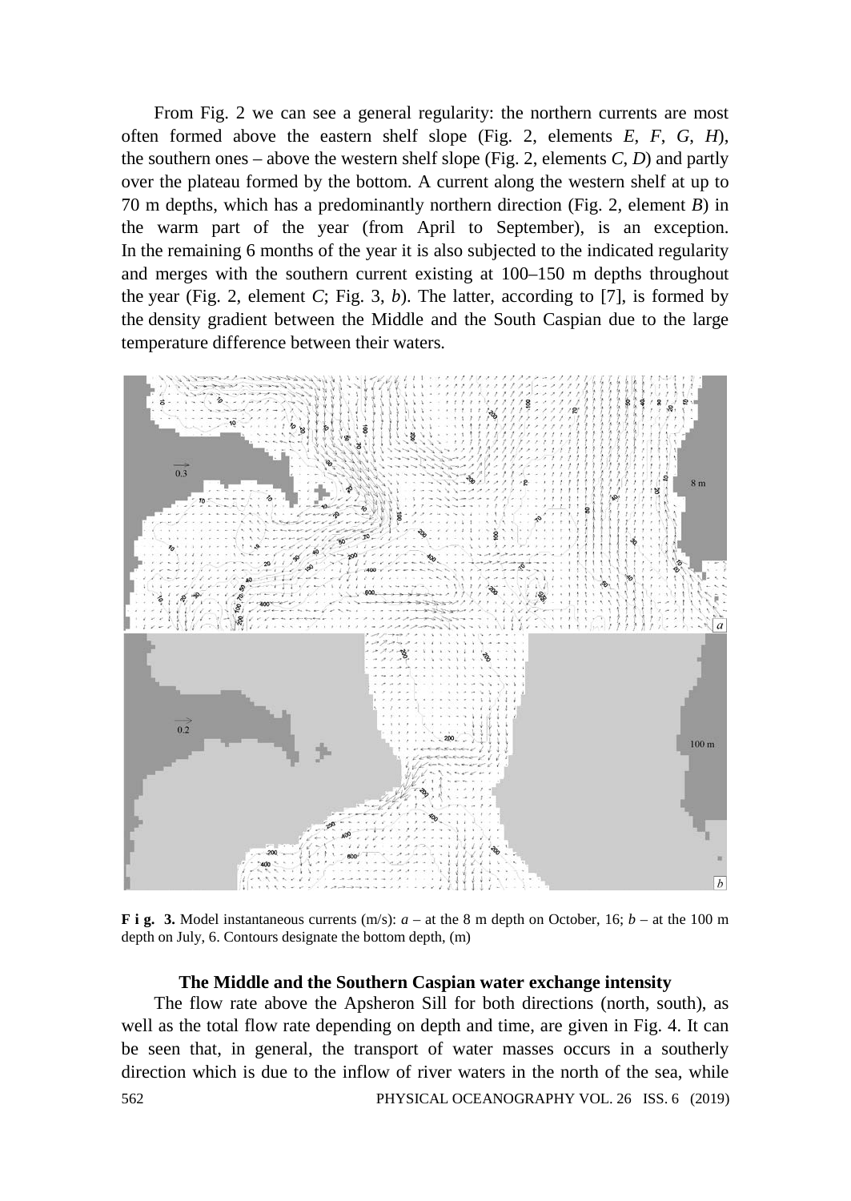From Fig. 2 we can see a general regularity: the northern currents are most often formed above the eastern shelf slope (Fig. 2, elements *E*, *F*, *G*, *H*), the southern ones – above the western shelf slope (Fig. 2, elements *C*, *D*) and partly over the plateau formed by the bottom. A current along the western shelf at up to 70 m depths, which has a predominantly northern direction (Fig. 2, element *B*) in the warm part of the year (from April to September), is an exception. In the remaining 6 months of the year it is also subjected to the indicated regularity and merges with the southern current existing at 100–150 m depths throughout the year (Fig. 2, element *C*; Fig. 3, *b*). The latter, according to [7], is formed by the density gradient between the Middle and the South Caspian due to the large temperature difference between their waters.

**F i g. 3.** Model instantaneous currents (m/s): *a* – at the 8 m depth on October, 16; *b* – at the 100 m depth on July, 6. Contours designate the bottom depth, (m)

### The Middle and the Southern Caspian water exchange intensity

The flow rate above the Apsheron Sill for both directions (north, south), as well as the total flow rate depending on depth and time, are given in Fig. 4. It can be seen that, in general, the transport of water masses occurs in a southerly direction which is due to the inflow of river waters in the north of the sea, while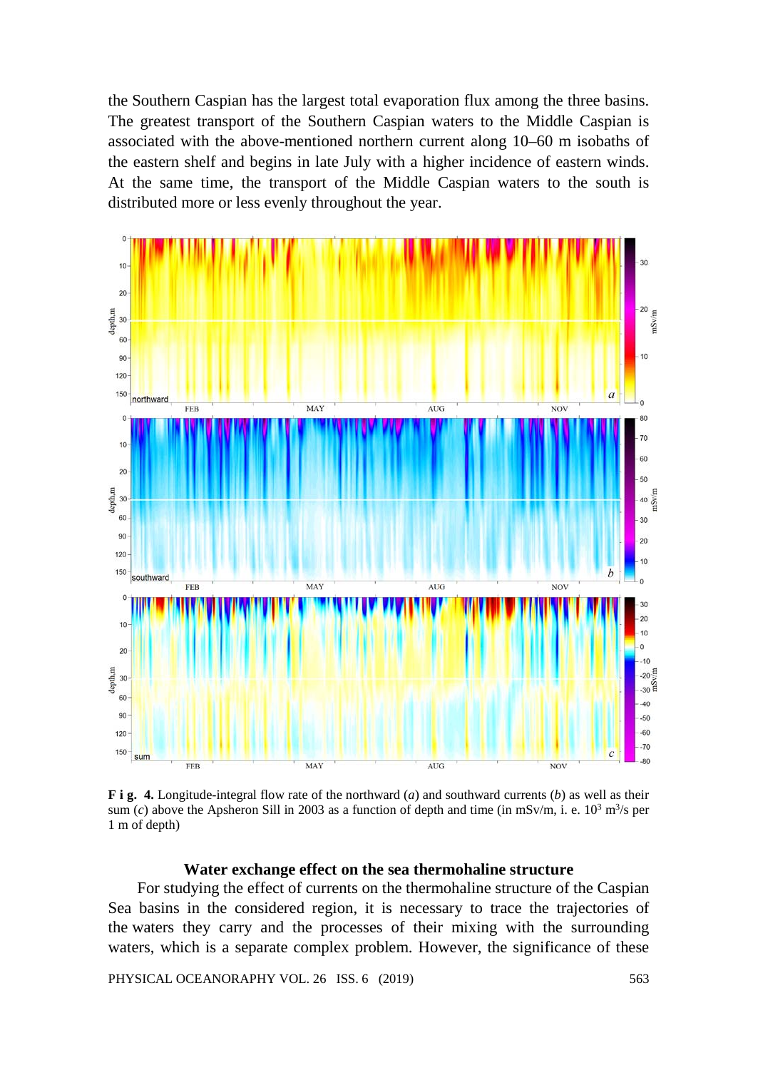the Southern Caspian has the largest total evaporation flux among the three basins. The greatest transport of the Southern Caspian waters to the Middle Caspian is associated with the above-mentioned northern current along 10–60 m isobaths of the eastern shelf and begins in late July with a higher incidence of eastern winds. At the same time, the transport of the Middle Caspian waters to the south is distributed more or less evenly throughout the year.

**F i g. 4.** Longitude-integral flow rate of the northward (*a*) and southward currents (*b*) as well as their sum (*c*) above the Apsheron Sill in 2003 as a function of depth and time (in mSv/m, i. e. $10^3$ $m^3$/s per 1 m of depth)

### Water exchange effect on the sea thermohaline structure

For studying the effect of currents on the thermohaline structure of the Caspian Sea basins in the considered region, it is necessary to trace the trajectories of the waters they carry and the processes of their mixing with the surrounding waters, which is a separate complex problem. However, the significance of these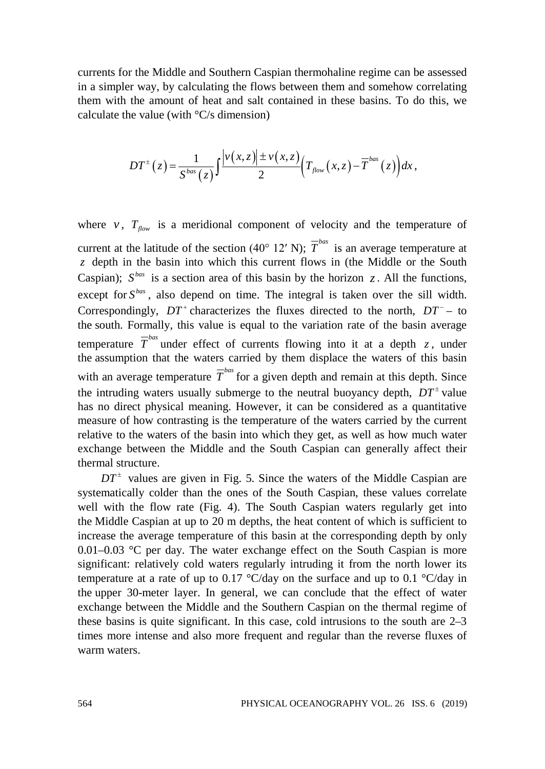currents for the Middle and Southern Caspian thermohaline regime can be assessed in a simpler way, by calculating the flows between them and somehow correlating them with the amount of heat and salt contained in these basins. To do this, we calculate the value (with °C/s dimension)

$$DT^{\pm}(z) = \frac{1}{S^{bas}(z)} \int \frac{|v(x,z)| \pm v(x,z)}{2} \left( T_{flow}(x,z) - \overline{T}^{bas}(z) \right) dx,$$

where $v$, $T_{flow}$ is a meridional component of velocity and the temperature of current at the latitude of the section (40° 12′ N); $\overline{T}^{bas}$ is an average temperature at $z$ depth in the basin into which this current flows in (the Middle or the South Caspian); $S^{bas}$ is a section area of this basin by the horizon $z$. All the functions, except for $S^{bas}$, also depend on time. The integral is taken over the sill width. Correspondingly, $DT^{+}$ characterizes the fluxes directed to the north, $DT^{-}$ – to the south. Formally, this value is equal to the variation rate of the basin average temperature $\overline{T}^{bas}$ under effect of currents flowing into it at a depth $z$, under the assumption that the waters carried by them displace the waters of this basin with an average temperature $\overline{T}^{bas}$ for a given depth and remain at this depth. Since the intruding waters usually submerge to the neutral buoyancy depth, $DT^{\pm}$ value has no direct physical meaning. However, it can be considered as a quantitative measure of how contrasting is the temperature of the waters carried by the current relative to the waters of the basin into which they get, as well as how much water exchange between the Middle and the South Caspian can generally affect their thermal structure.

$DT^{\pm}$ values are given in Fig. 5. Since the waters of the Middle Caspian are systematically colder than the ones of the South Caspian, these values correlate well with the flow rate (Fig. 4). The South Caspian waters regularly get into the Middle Caspian at up to 20 m depths, the heat content of which is sufficient to increase the average temperature of this basin at the corresponding depth by only 0.01–0.03 °C per day. The water exchange effect on the South Caspian is more significant: relatively cold waters regularly intruding it from the north lower its temperature at a rate of up to 0.17 °C/day on the surface and up to 0.1 °C/day in the upper 30-meter layer. In general, we can conclude that the effect of water exchange between the Middle and the Southern Caspian on the thermal regime of these basins is quite significant. In this case, cold intrusions to the south are 2–3 times more intense and also more frequent and regular than the reverse fluxes of warm waters.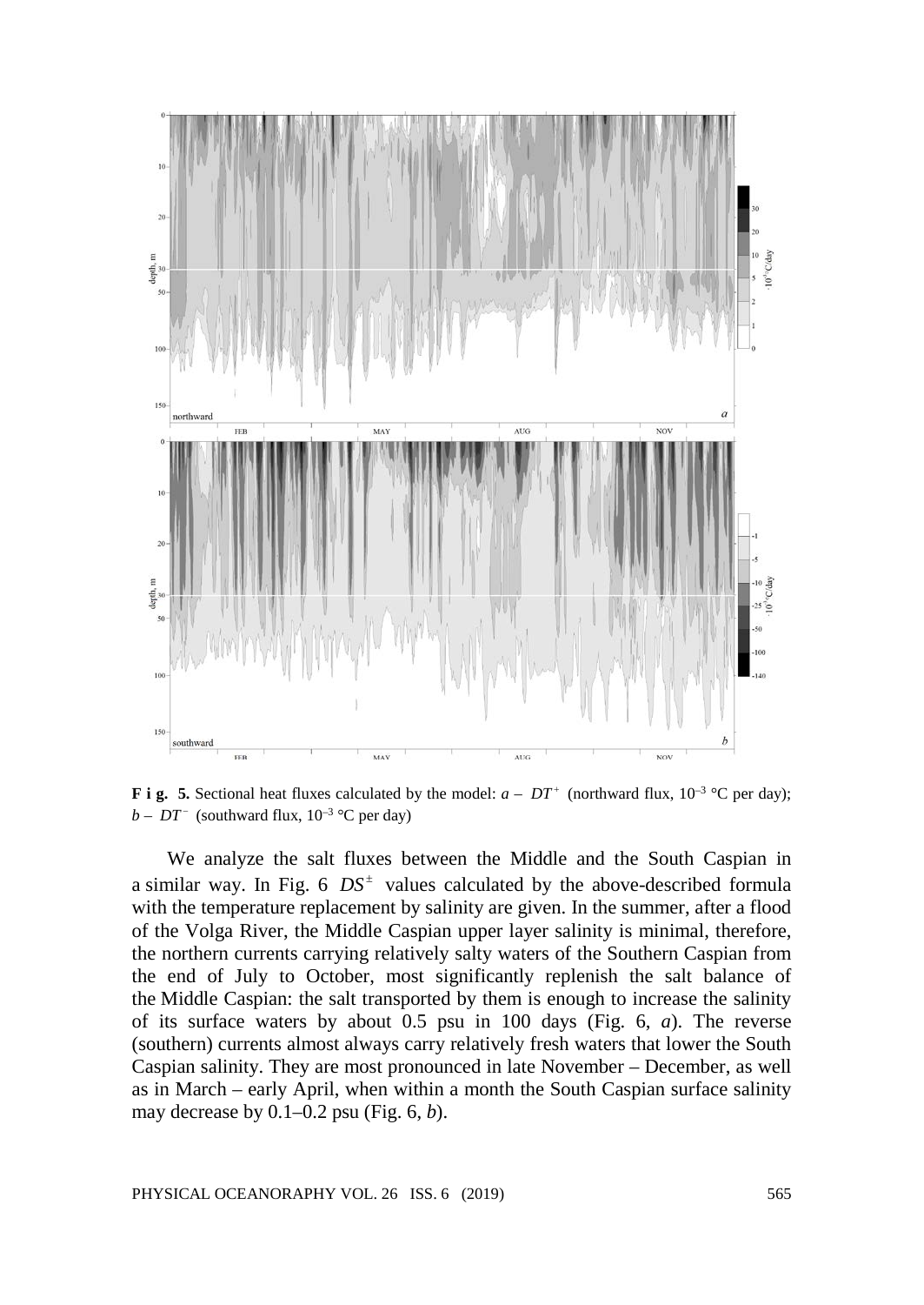**F i g. 5.** Sectional heat fluxes calculated by the model: *a* – $DT^+$ (northward flux, $10^{-3}$ °C per day); *b* – $DT^-$ (southward flux, $10^{-3}$ °C per day)

We analyze the salt fluxes between the Middle and the South Caspian in a similar way. In Fig. 6 $DS^{\pm}$ values calculated by the above-described formula with the temperature replacement by salinity are given. In the summer, after a flood of the Volga River, the Middle Caspian upper layer salinity is minimal, therefore, the northern currents carrying relatively salty waters of the Southern Caspian from the end of July to October, most significantly replenish the salt balance of the Middle Caspian: the salt transported by them is enough to increase the salinity of its surface waters by about 0.5 psu in 100 days (Fig. 6, *a*). The reverse (southern) currents almost always carry relatively fresh waters that lower the South Caspian salinity. They are most pronounced in late November – December, as well as in March – early April, when within a month the South Caspian surface salinity may decrease by 0.1–0.2 psu (Fig. 6, *b*).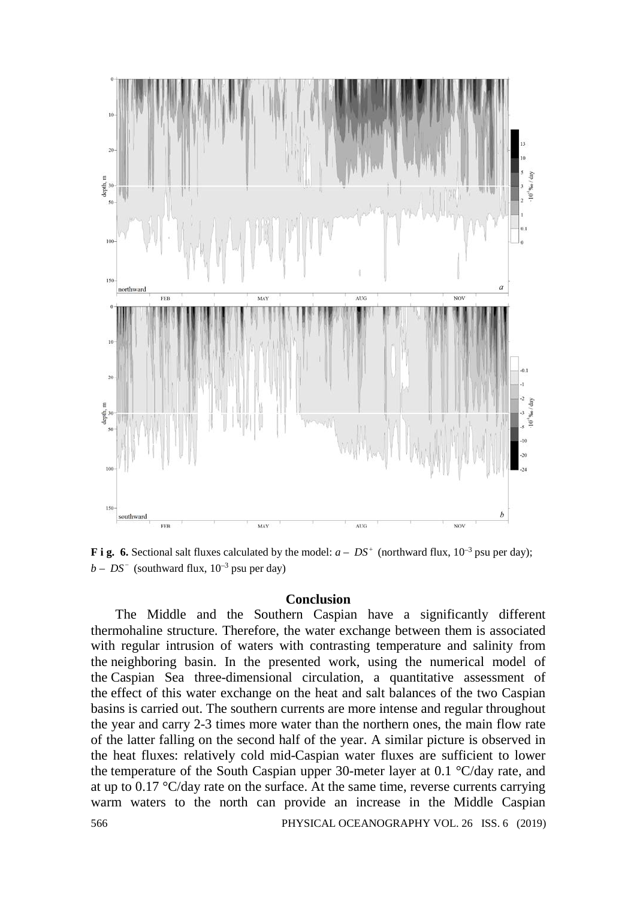**F i g. 6.** Sectional salt fluxes calculated by the model: *a* – $DS^+$ (northward flux, $10^{-3}$ psu per day); *b* – $DS^-$ (southward flux, $10^{-3}$ psu per day)

## Conclusion

The Middle and the Southern Caspian have a significantly different thermohaline structure. Therefore, the water exchange between them is associated with regular intrusion of waters with contrasting temperature and salinity from the neighboring basin. In the presented work, using the numerical model of the Caspian Sea three-dimensional circulation, a quantitative assessment of the effect of this water exchange on the heat and salt balances of the two Caspian basins is carried out. The southern currents are more intense and regular throughout the year and carry 2-3 times more water than the northern ones, the main flow rate of the latter falling on the second half of the year. A similar picture is observed in the heat fluxes: relatively cold mid-Caspian water fluxes are sufficient to lower the temperature of the South Caspian upper 30-meter layer at 0.1 °C/day rate, and at up to 0.17 °C/day rate on the surface. At the same time, reverse currents carrying warm waters to the north can provide an increase in the Middle Caspian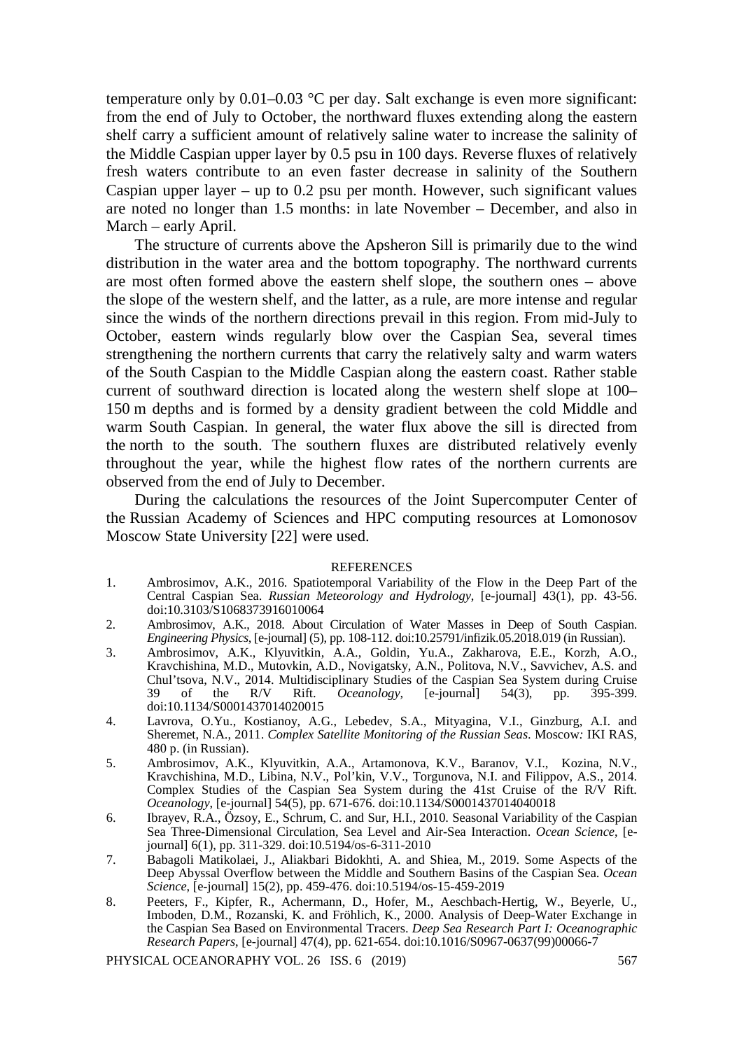temperature only by 0.01–0.03 °C per day. Salt exchange is even more significant: from the end of July to October, the northward fluxes extending along the eastern shelf carry a sufficient amount of relatively saline water to increase the salinity of the Middle Caspian upper layer by 0.5 psu in 100 days. Reverse fluxes of relatively fresh waters contribute to an even faster decrease in salinity of the Southern Caspian upper layer – up to 0.2 psu per month. However, such significant values are noted no longer than 1.5 months: in late November – December, and also in March – early April.

The structure of currents above the Apsheron Sill is primarily due to the wind distribution in the water area and the bottom topography. The northward currents are most often formed above the eastern shelf slope, the southern ones – above the slope of the western shelf, and the latter, as a rule, are more intense and regular since the winds of the northern directions prevail in this region. From mid-July to October, eastern winds regularly blow over the Caspian Sea, several times strengthening the northern currents that carry the relatively salty and warm waters of the South Caspian to the Middle Caspian along the eastern coast. Rather stable current of southward direction is located along the western shelf slope at 100–150 m depths and is formed by a density gradient between the cold Middle and warm South Caspian. In general, the water flux above the sill is directed from the north to the south. The southern fluxes are distributed relatively evenly throughout the year, while the highest flow rates of the northern currents are observed from the end of July to December.

During the calculations the resources of the Joint Supercomputer Center of the Russian Academy of Sciences and HPC computing resources at Lomonosov Moscow State University [22] were used.

## REFERENCES

1. Ambrosimov, A.K., 2016. Spatiotemporal Variability of the Flow in the Deep Part of the Central Caspian Sea. *Russian Meteorology and Hydrology*, [e-journal] 43(1), pp. 43-56. doi:10.3103/S1068373916010064
2. Ambrosimov, A.K., 2018. About Circulation of Water Masses in Deep of South Caspian. *Engineering Physics*, [e-journal] (5), pp. 108-112. doi:10.25791/infizik.05.2018.019 (in Russian).
3. Ambrosimov, A.K., Klyuvitkin, A.A., Goldin, Yu.A., Zakharova, E.E., Korzh, A.O., Kravchishina, M.D., Mutovkin, A.D., Novigatsky, A.N., Politova, N.V., Savvichev, A.S. and Chul'tsova, N.V., 2014. Multidisciplinary Studies of the Caspian Sea System during Cruise 39 of the R/V Rift. *Oceanology*, [e-journal] 54(3), pp. 395-399. doi:10.1134/S0001437014020015
4. Lavrova, O.Yu., Kostianoy, A.G., Lebedev, S.A., Mityagina, V.I., Ginzburg, A.I. and Sheremet, N.A., 2011. *Complex Satellite Monitoring of the Russian Seas*. Moscow: IKI RAS, 480 p. (in Russian).
5. Ambrosimov, A.K., Klyuvitkin, A.A., Artamonova, K.V., Baranov, V.I., Kozina, N.V., Kravchishina, M.D., Libina, N.V., Pol'kin, V.V., Torgunova, N.I. and Filippov, A.S., 2014. Complex Studies of the Caspian Sea System during the 41st Cruise of the R/V Rift. *Oceanology*, [e-journal] 54(5), pp. 671-676. doi:10.1134/S0001437014040018
6. Ibrayev, R.A., Özsoy, E., Schrum, C. and Sur, H.I., 2010. Seasonal Variability of the Caspian Sea Three-Dimensional Circulation, Sea Level and Air-Sea Interaction. *Ocean Science*, [e-journal] 6(1), pp. 311-329. doi:10.5194/os-6-311-2010
7. Babagoli Matikolaei, J., Aliakbari Bidokhti, A. and Shiea, M., 2019. Some Aspects of the Deep Abyssal Overflow between the Middle and Southern Basins of the Caspian Sea. *Ocean Science*, [e-journal] 15(2), pp. 459-476. doi:10.5194/os-15-459-2019
8. Peeters, F., Kipfer, R., Achermann, D., Hofer, M., Aeschbach-Hertig, W., Beyerle, U., Imboden, D.M., Rozanski, K. and Fröhlich, K., 2000. Analysis of Deep-Water Exchange in the Caspian Sea Based on Environmental Tracers. *Deep Sea Research Part I: Oceanographic Research Papers*, [e-journal] 47(4), pp. 621-654. doi:10.1016/S0967-0637(99)00066-7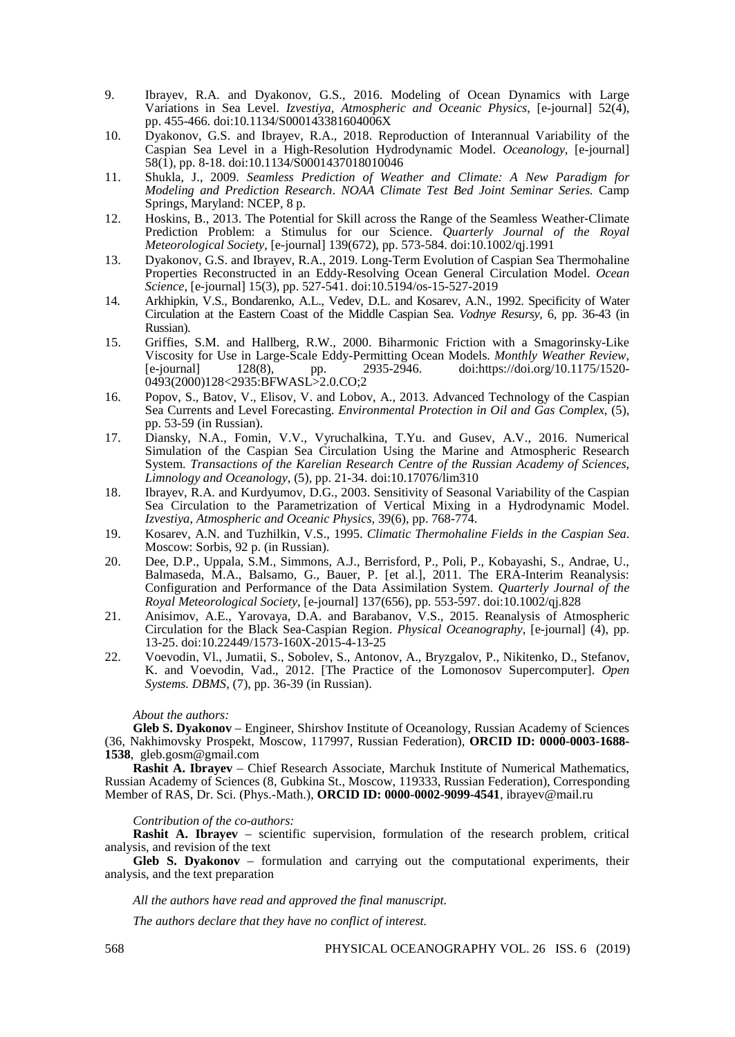9. Ibrayev, R.A. and Dyakonov, G.S., 2016. Modeling of Ocean Dynamics with Large Variations in Sea Level. *Izvestiya, Atmospheric and Oceanic Physics*, [e-journal] 52(4), pp. 455-466. doi:10.1134/S000143381604006X
10. Dyakonov, G.S. and Ibrayev, R.A., 2018. Reproduction of Interannual Variability of the Caspian Sea Level in a High-Resolution Hydrodynamic Model. *Oceanology*, [e-journal] 58(1), pp. 8-18. doi:10.1134/S0001437018010046
11. Shukla, J., 2009. *Seamless Prediction of Weather and Climate: A New Paradigm for Modeling and Prediction Research*. *NOAA Climate Test Bed Joint Seminar Series.* Camp Springs, Maryland: NCEP, 8 p.
12. Hoskins, B., 2013. The Potential for Skill across the Range of the Seamless Weather-Climate Prediction Problem: a Stimulus for our Science. *Quarterly Journal of the Royal Meteorological Society*, [e-journal] 139(672), pp. 573-584. doi:10.1002/qj.1991
13. Dyakonov, G.S. and Ibrayev, R.A., 2019. Long-Term Evolution of Caspian Sea Thermohaline Properties Reconstructed in an Eddy-Resolving Ocean General Circulation Model. *Ocean Science*, [e-journal] 15(3), pp. 527-541. doi:10.5194/os-15-527-2019
14. Arkhipkin, V.S., Bondarenko, A.L., Vedev, D.L. and Kosarev, A.N., 1992. Specificity of Water Circulation at the Eastern Coast of the Middle Caspian Sea. *Vodnye Resursy*, 6, pp. 36-43 (in Russian).
15. Griffies, S.M. and Hallberg, R.W., 2000. Biharmonic Friction with a Smagorinsky-Like Viscosity for Use in Large-Scale Eddy-Permitting Ocean Models. *Monthly Weather Review*, [e-journal] 128(8), pp. 2935-2946. doi:https://doi.org/10.1175/1520-0493(2000)128<2935:BFWASL>2.0.CO;2
16. Popov, S., Batov, V., Elisov, V. and Lobov, A., 2013. Advanced Technology of the Caspian Sea Currents and Level Forecasting. *Environmental Protection in Oil and Gas Complex*, (5), pp. 53-59 (in Russian).
17. Diansky, N.A., Fomin, V.V., Vyruchalkina, T.Yu. and Gusev, A.V., 2016. Numerical Simulation of the Caspian Sea Circulation Using the Marine and Atmospheric Research System. *Transactions of the Karelian Research Centre of the Russian Academy of Sciences, Limnology and Oceanology*, (5), pp. 21-34. doi:10.17076/lim310
18. Ibrayev, R.A. and Kurdyumov, D.G., 2003. Sensitivity of Seasonal Variability of the Caspian Sea Circulation to the Parametrization of Vertical Mixing in a Hydrodynamic Model. *Izvestiya, Atmospheric and Oceanic Physics*, 39(6), pp. 768-774.
19. Kosarev, A.N. and Tuzhilkin, V.S., 1995. *Climatic Thermohaline Fields in the Caspian Sea*. Moscow: Sorbis, 92 p. (in Russian).
20. Dee, D.P., Uppala, S.M., Simmons, A.J., Berrisford, P., Poli, P., Kobayashi, S., Andrae, U., Balmaseda, M.A., Balsamo, G., Bauer, P. [et al.], 2011. The ERA-Interim Reanalysis: Configuration and Performance of the Data Assimilation System. *Quarterly Journal of the Royal Meteorological Society*, [e-journal] 137(656), pp. 553-597. doi:10.1002/qj.828
21. Anisimov, A.E., Yarovaya, D.A. and Barabanov, V.S., 2015. Reanalysis of Atmospheric Circulation for the Black Sea-Caspian Region. *Physical Oceanography*, [e-journal] (4), pp. 13-25. doi:10.22449/1573-160X-2015-4-13-25
22. Voevodin, Vl., Jumatii, S., Sobolev, S., Antonov, A., Bryzgalov, P., Nikitenko, D., Stefanov, K. and Voevodin, Vad., 2012. [The Practice of the Lomonosov Supercomputer]. *Open Systems. DBMS*, (7), pp. 36-39 (in Russian).

*About the authors:*

**Gleb S. Dyakonov** – Engineer, Shirshov Institute of Oceanology, Russian Academy of Sciences (36, Nakhimovsky Prospekt, Moscow, 117997, Russian Federation), **ORCID ID: 0000-0003-1688-1538**, gleb.gosm@gmail.com

**Rashit A. Ibrayev** – Chief Research Associate, Marchuk Institute of Numerical Mathematics, Russian Academy of Sciences (8, Gubkina St., Moscow, 119333, Russian Federation), Corresponding Member of RAS, Dr. Sci. (Phys.-Math.), **ORCID ID: 0000-0002-9099-4541**, ibrayev@mail.ru

*Contribution of the co-authors:*

**Rashit A. Ibrayev** – scientific supervision, formulation of the research problem, critical analysis, and revision of the text

**Gleb S. Dyakonov** – formulation and carrying out the computational experiments, their analysis, and the text preparation

*All the authors have read and approved the final manuscript.*

*The authors declare that they have no conflict of interest.*